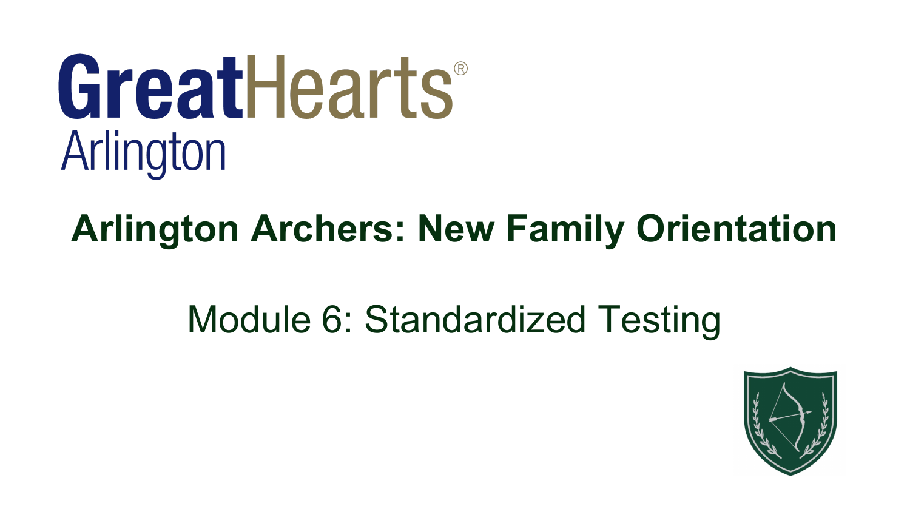# GreatHearts® Arlington

## Arlington Archers: New Family Orientation

Module 6: Standardized Testing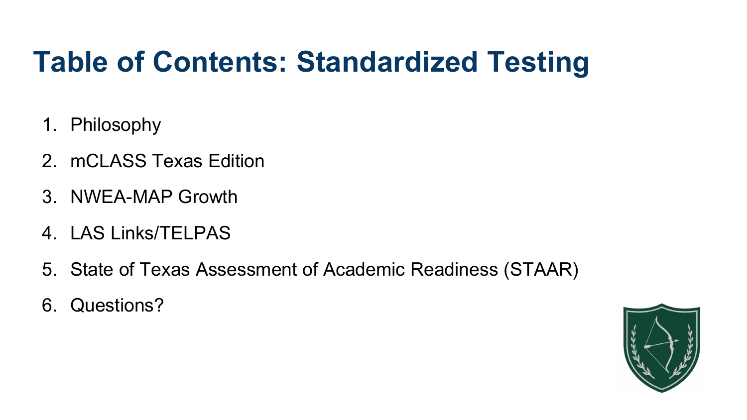# Table of Contents: Standardized Testing

1. Philosophy
2. mCLASS Texas Edition
3. NWEA-MAP Growth
4. LAS Links/TELPAS
5. State of Texas Assessment of Academic Readiness (STAAR)
6. Questions?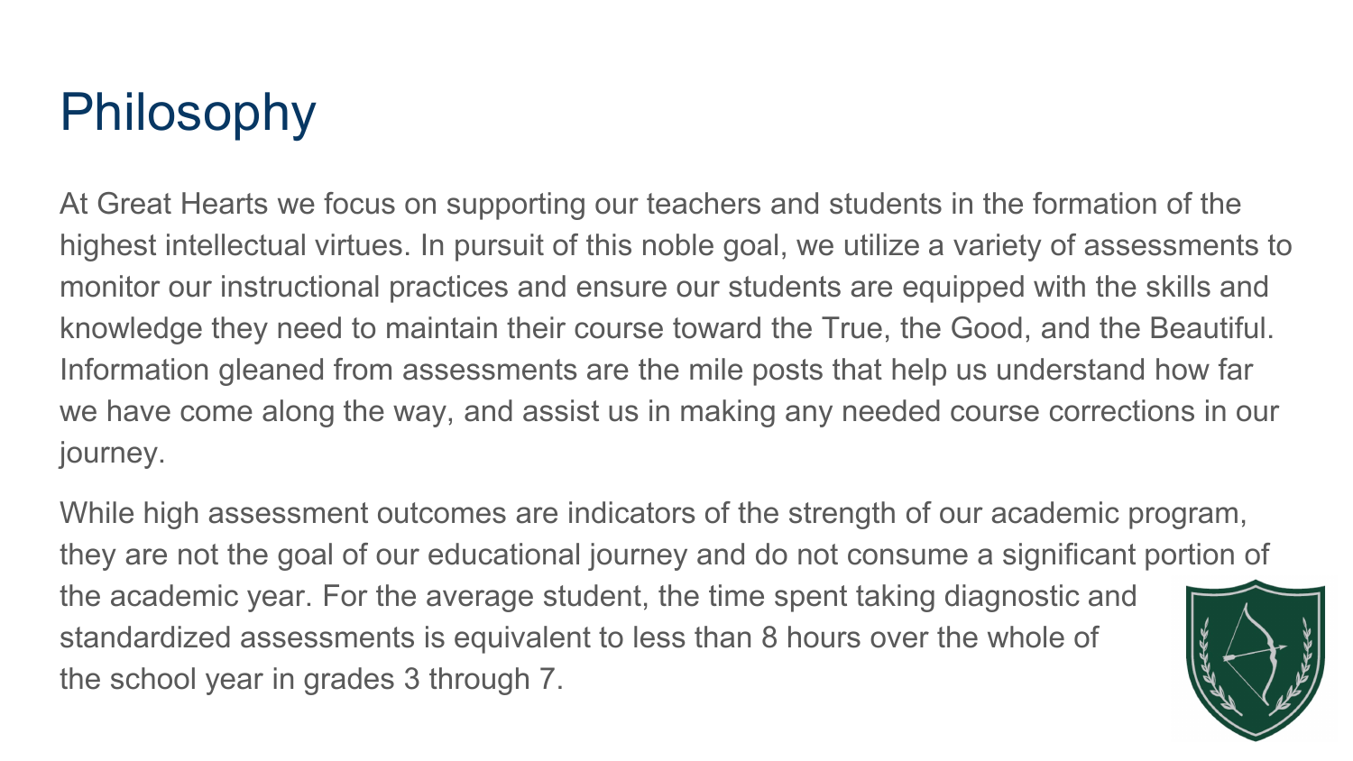# Philosophy

At Great Hearts we focus on supporting our teachers and students in the formation of the highest intellectual virtues. In pursuit of this noble goal, we utilize a variety of assessments to monitor our instructional practices and ensure our students are equipped with the skills and knowledge they need to maintain their course toward the True, the Good, and the Beautiful. Information gleaned from assessments are the mile posts that help us understand how far we have come along the way, and assist us in making any needed course corrections in our journey.

While high assessment outcomes are indicators of the strength of our academic program, they are not the goal of our educational journey and do not consume a significant portion of the academic year. For the average student, the time spent taking diagnostic and standardized assessments is equivalent to less than 8 hours over the whole of the school year in grades 3 through 7.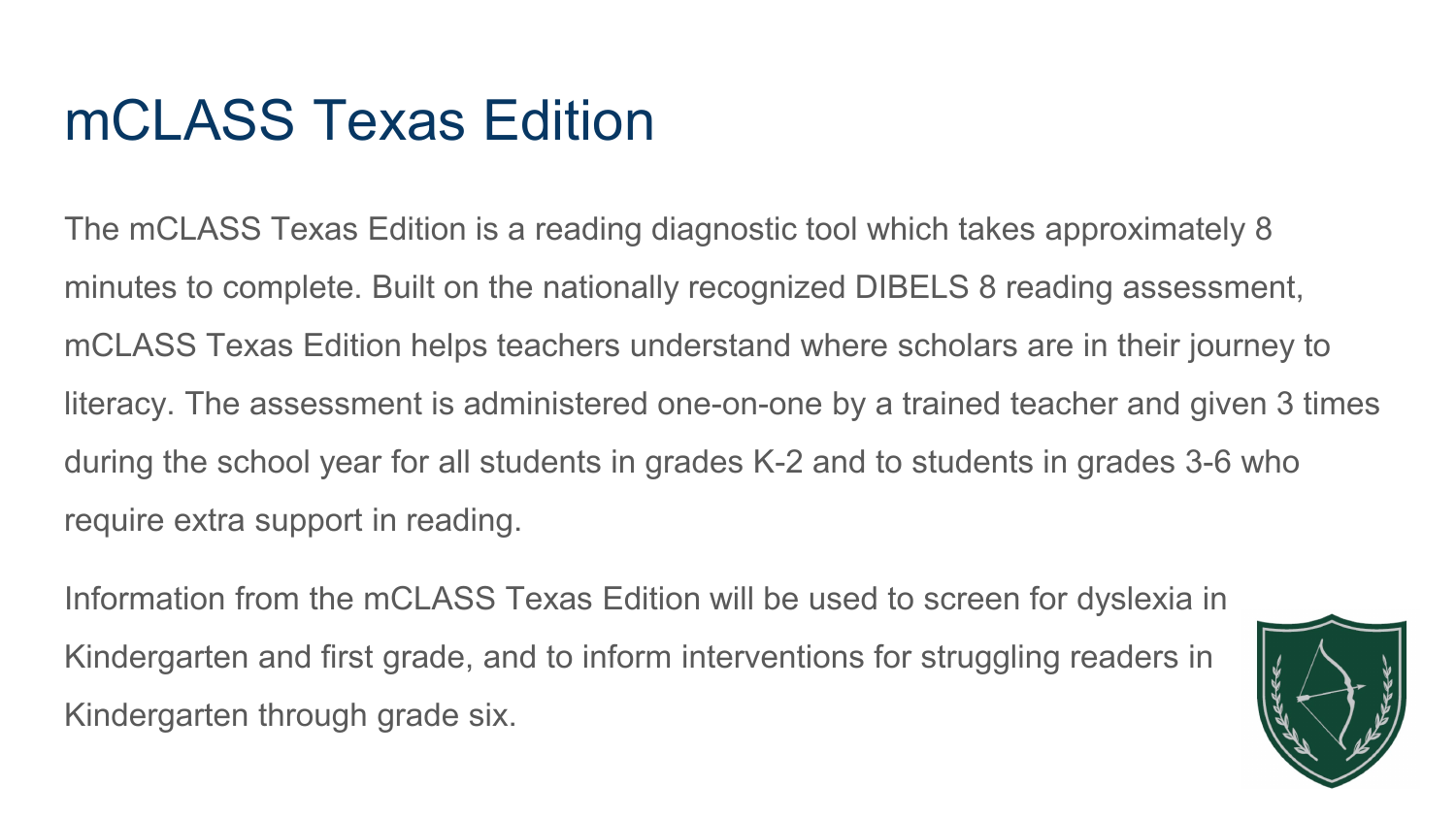# mCLASS Texas Edition

The mCLASS Texas Edition is a reading diagnostic tool which takes approximately 8 minutes to complete. Built on the nationally recognized DIBELS 8 reading assessment, mCLASS Texas Edition helps teachers understand where scholars are in their journey to literacy. The assessment is administered one-on-one by a trained teacher and given 3 times during the school year for all students in grades K-2 and to students in grades 3-6 who require extra support in reading.

Information from the mCLASS Texas Edition will be used to screen for dyslexia in Kindergarten and first grade, and to inform interventions for struggling readers in Kindergarten through grade six.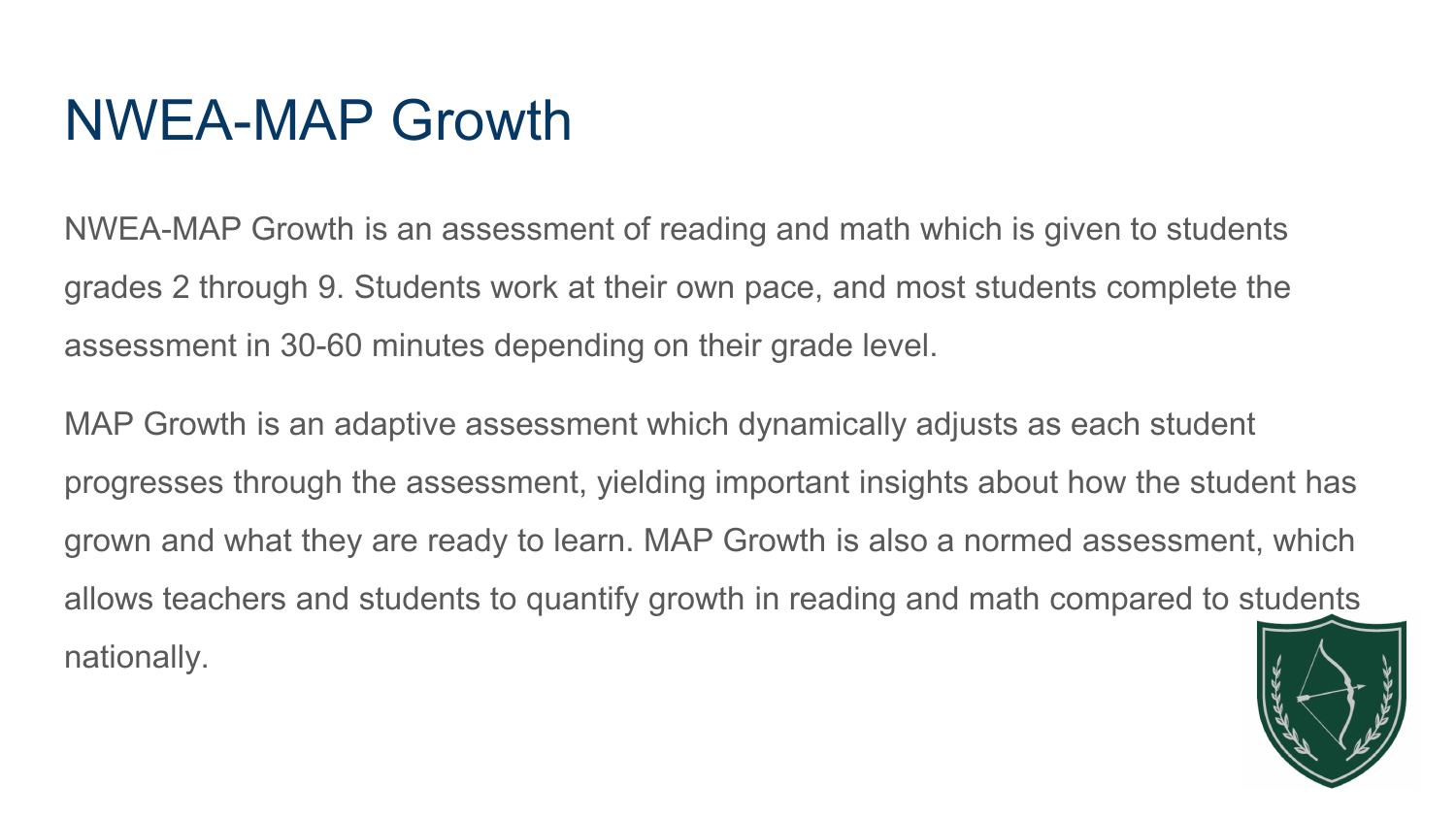# NWEA-MAP Growth

NWEA-MAP Growth is an assessment of reading and math which is given to students grades 2 through 9. Students work at their own pace, and most students complete the assessment in 30-60 minutes depending on their grade level.

MAP Growth is an adaptive assessment which dynamically adjusts as each student progresses through the assessment, yielding important insights about how the student has grown and what they are ready to learn. MAP Growth is also a normed assessment, which allows teachers and students to quantify growth in reading and math compared to students nationally.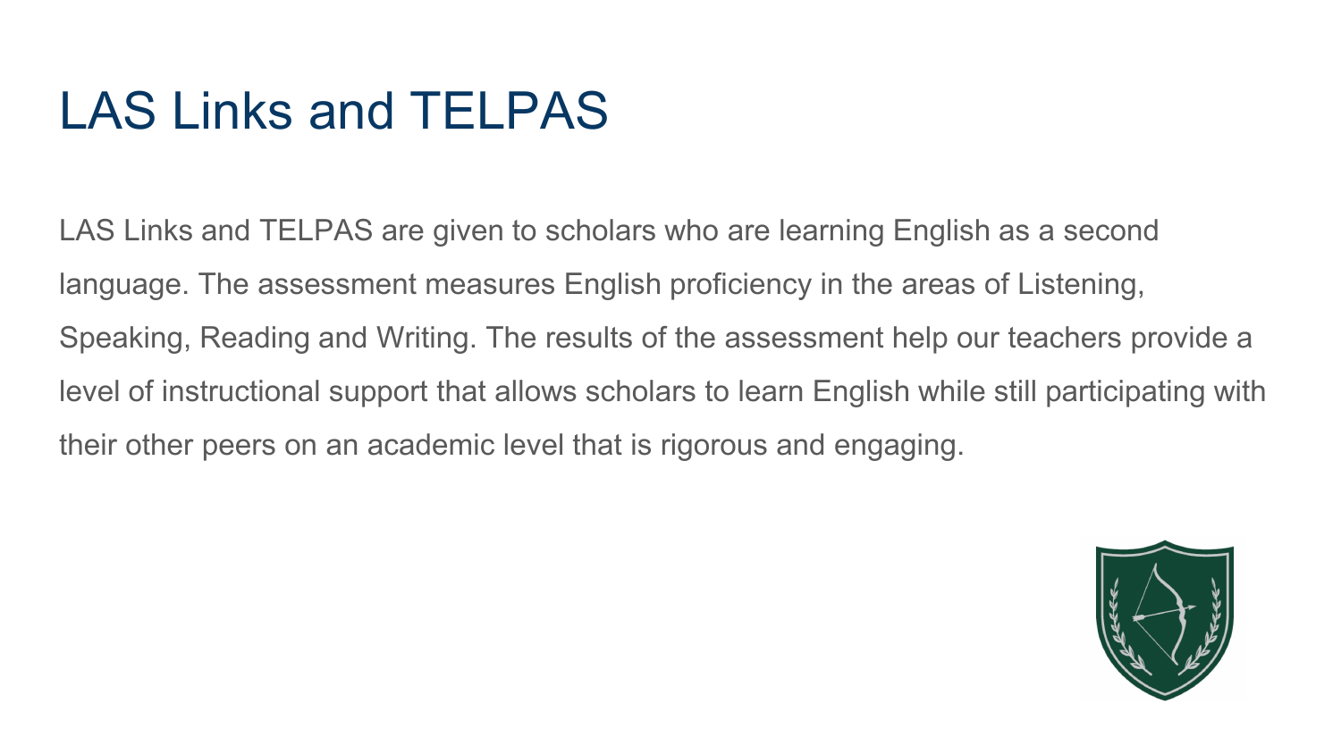# LAS Links and TELPAS

LAS Links and TELPAS are given to scholars who are learning English as a second language. The assessment measures English proficiency in the areas of Listening, Speaking, Reading and Writing. The results of the assessment help our teachers provide a level of instructional support that allows scholars to learn English while still participating with their other peers on an academic level that is rigorous and engaging.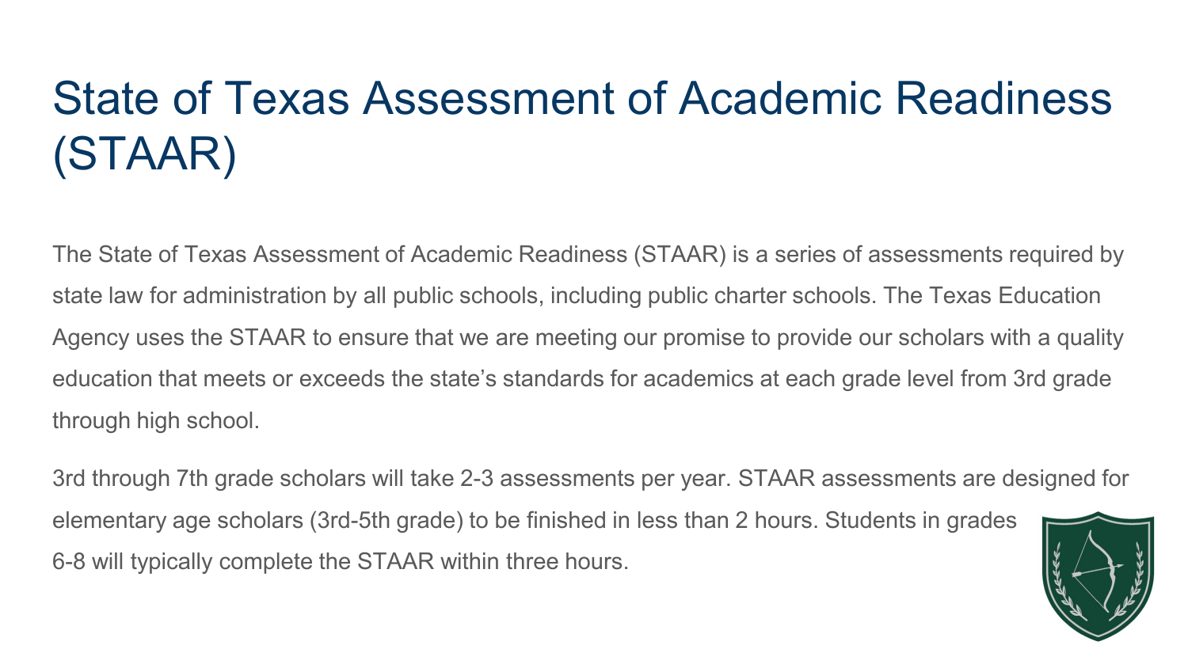# State of Texas Assessment of Academic Readiness (STAAR)

The State of Texas Assessment of Academic Readiness (STAAR) is a series of assessments required by state law for administration by all public schools, including public charter schools. The Texas Education Agency uses the STAAR to ensure that we are meeting our promise to provide our scholars with a quality education that meets or exceeds the state's standards for academics at each grade level from 3rd grade through high school.

3rd through 7th grade scholars will take 2-3 assessments per year. STAAR assessments are designed for elementary age scholars (3rd-5th grade) to be finished in less than 2 hours. Students in grades 6-8 will typically complete the STAAR within three hours.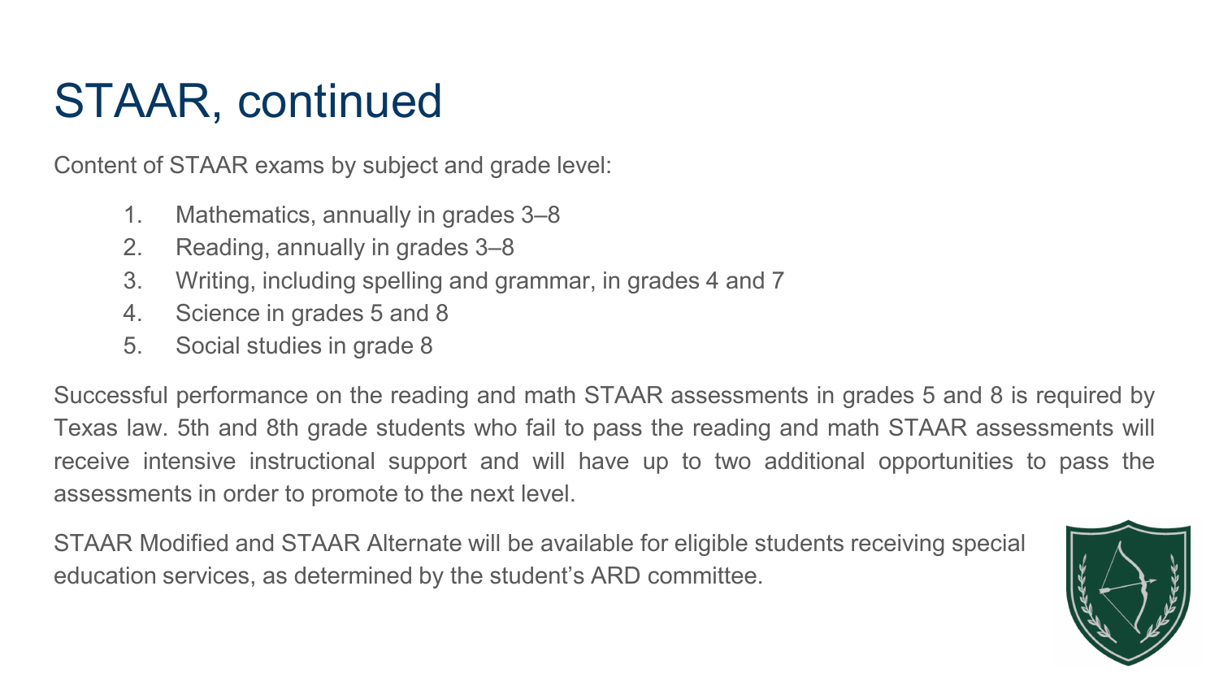# STAAR, continued

Content of STAAR exams by subject and grade level:

1. Mathematics, annually in grades 3–8
2. Reading, annually in grades 3–8
3. Writing, including spelling and grammar, in grades 4 and 7
4. Science in grades 5 and 8
5. Social studies in grade 8

Successful performance on the reading and math STAAR assessments in grades 5 and 8 is required by Texas law. 5th and 8th grade students who fail to pass the reading and math STAAR assessments will receive intensive instructional support and will have up to two additional opportunities to pass the assessments in order to promote to the next level.

STAAR Modified and STAAR Alternate will be available for eligible students receiving special education services, as determined by the student's ARD committee.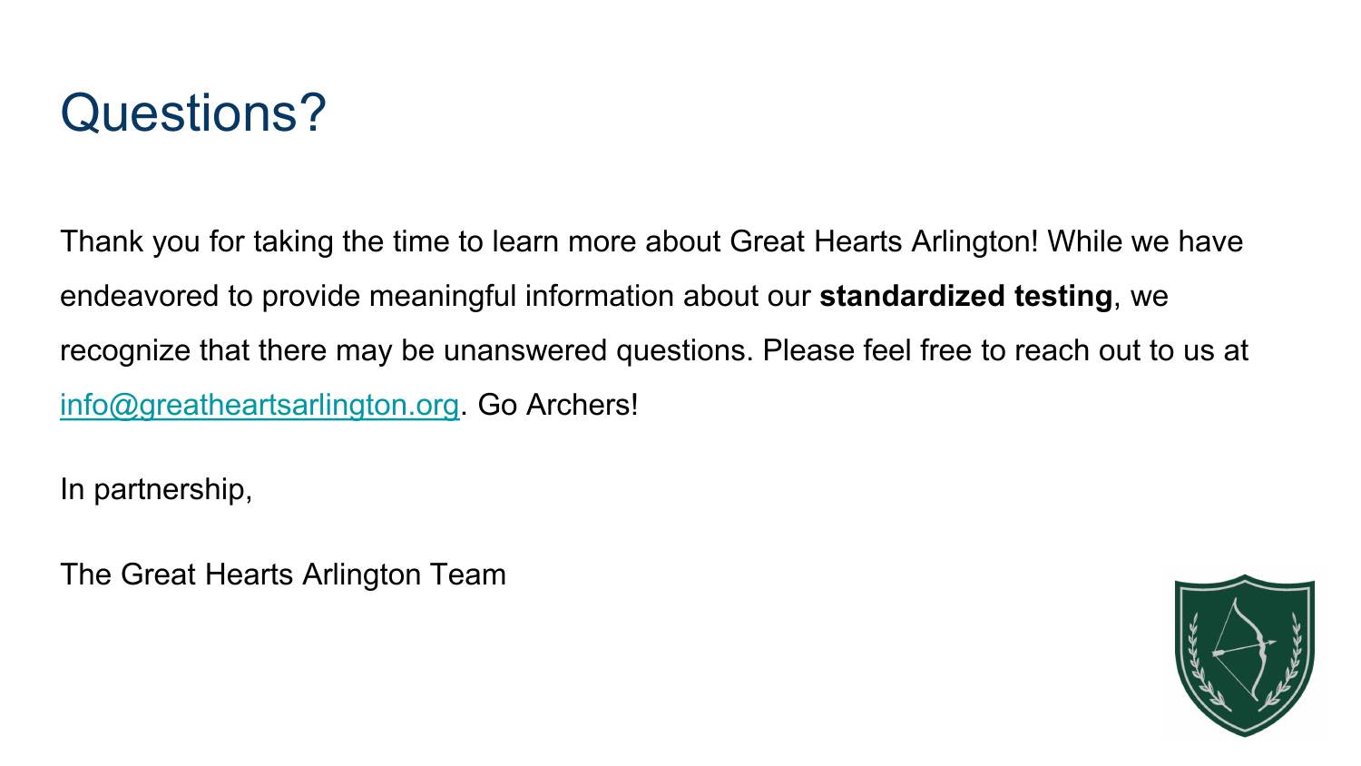# Questions?

Thank you for taking the time to learn more about Great Hearts Arlington! While we have endeavored to provide meaningful information about our **standardized testing**, we recognize that there may be unanswered questions. Please feel free to reach out to us at [info@greatheartsarlington.org](mailto:info@greatheartsarlington.org). Go Archers!

In partnership,

The Great Hearts Arlington Team